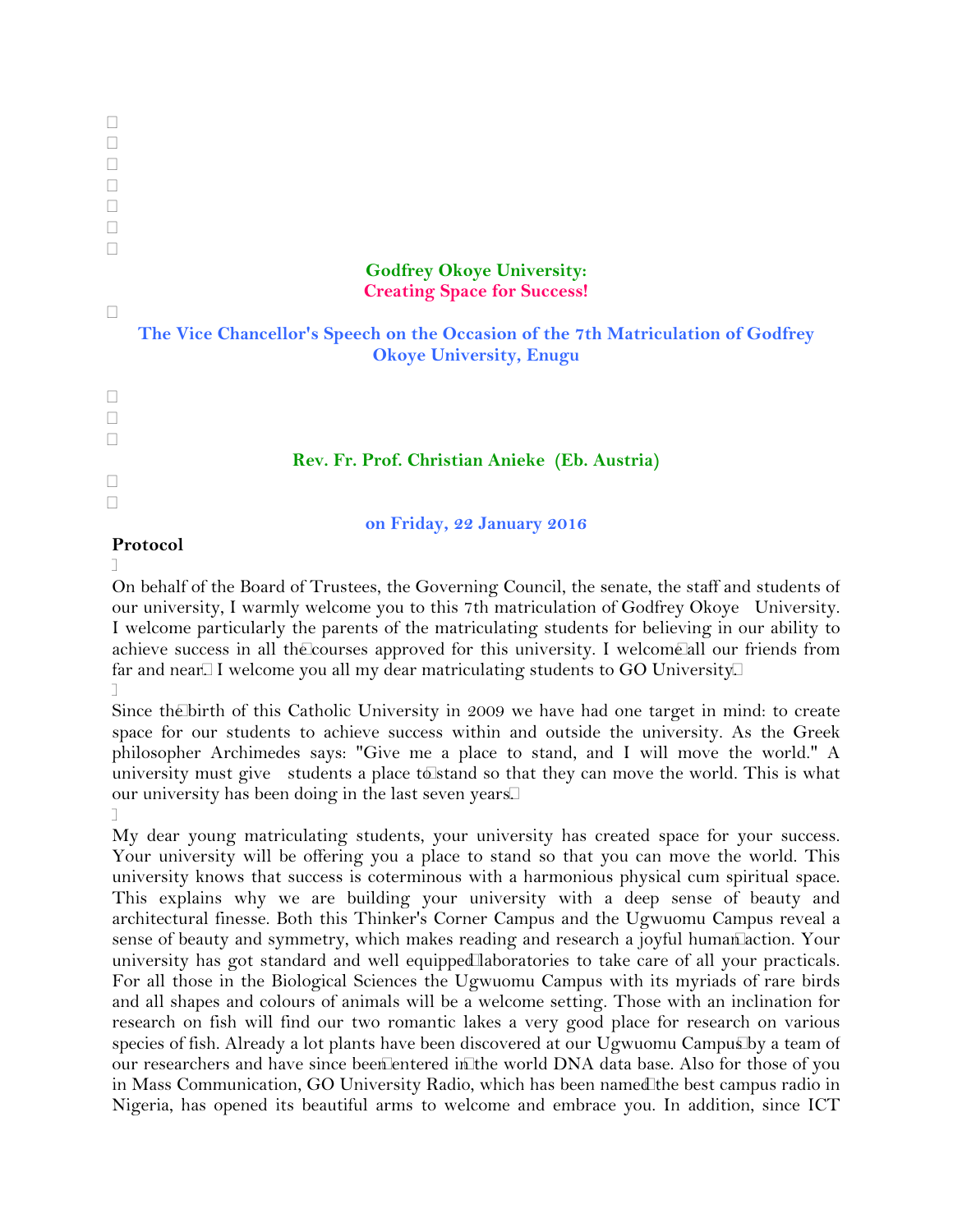# Godfrey Okoye University:
# Creating Space for Success!

## The Vice Chancellor's Speech on the Occasion of the 7th Matriculation of Godfrey Okoye University, Enugu

**Rev. Fr. Prof. Christian Anieke (Eb. Austria)**

**on Friday, 22 January 2016**

**Protocol**

On behalf of the Board of Trustees, the Governing Council, the senate, the staff and students of our university, I warmly welcome you to this 7th matriculation of Godfrey Okoye University. I welcome particularly the parents of the matriculating students for believing in our ability to achieve success in all the courses approved for this university. I welcome all our friends from far and near. I welcome you all my dear matriculating students to GO University.

Since the birth of this Catholic University in 2009 we have had one target in mind: to create space for our students to achieve success within and outside the university. As the Greek philosopher Archimedes says: "Give me a place to stand, and I will move the world." A university must give students a place to stand so that they can move the world. This is what our university has been doing in the last seven years.

My dear young matriculating students, your university has created space for your success. Your university will be offering you a place to stand so that you can move the world. This university knows that success is coterminous with a harmonious physical cum spiritual space. This explains why we are building your university with a deep sense of beauty and architectural finesse. Both this Thinker's Corner Campus and the Ugwuomu Campus reveal a sense of beauty and symmetry, which makes reading and research a joyful human action. Your university has got standard and well equipped laboratories to take care of all your practicals. For all those in the Biological Sciences the Ugwuomu Campus with its myriads of rare birds and all shapes and colours of animals will be a welcome setting. Those with an inclination for research on fish will find our two romantic lakes a very good place for research on various species of fish. Already a lot plants have been discovered at our Ugwuomu Campus by a team of our researchers and have since been entered in the world DNA data base. Also for those of you in Mass Communication, GO University Radio, which has been named the best campus radio in Nigeria, has opened its beautiful arms to welcome and embrace you. In addition, since ICT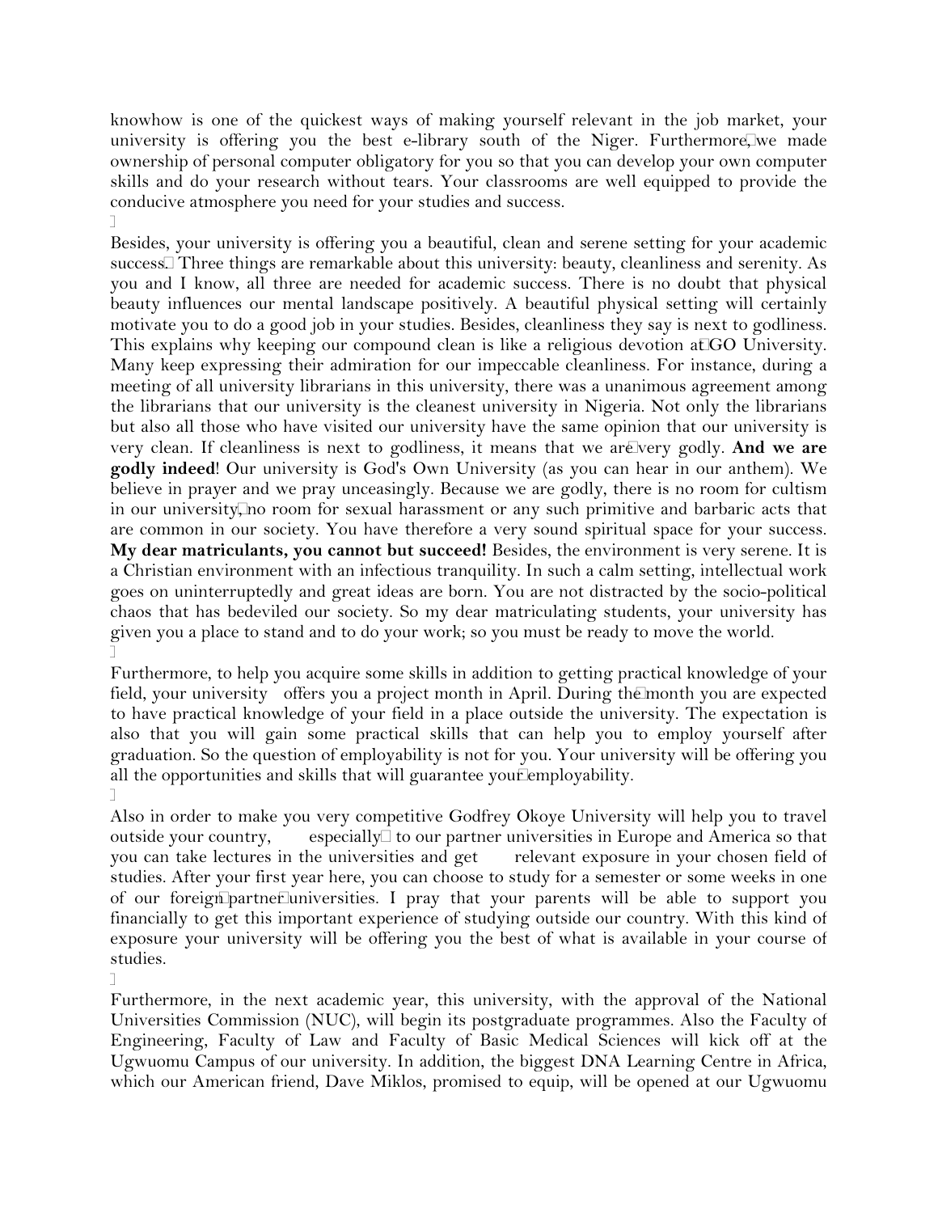knowhow is one of the quickest ways of making yourself relevant in the job market, your university is offering you the best e-library south of the Niger. Furthermore, we made ownership of personal computer obligatory for you so that you can develop your own computer skills and do your research without tears. Your classrooms are well equipped to provide the conducive atmosphere you need for your studies and success.

Besides, your university is offering you a beautiful, clean and serene setting for your academic success. Three things are remarkable about this university: beauty, cleanliness and serenity. As you and I know, all three are needed for academic success. There is no doubt that physical beauty influences our mental landscape positively. A beautiful physical setting will certainly motivate you to do a good job in your studies. Besides, cleanliness they say is next to godliness. This explains why keeping our compound clean is like a religious devotion at GO University. Many keep expressing their admiration for our impeccable cleanliness. For instance, during a meeting of all university librarians in this university, there was a unanimous agreement among the librarians that our university is the cleanest university in Nigeria. Not only the librarians but also all those who have visited our university have the same opinion that our university is very clean. If cleanliness is next to godliness, it means that we are very godly. **And we are godly indeed**! Our university is God's Own University (as you can hear in our anthem). We believe in prayer and we pray unceasingly. Because we are godly, there is no room for cultism in our university, no room for sexual harassment or any such primitive and barbaric acts that are common in our society. You have therefore a very sound spiritual space for your success. **My dear matriculants, you cannot but succeed!** Besides, the environment is very serene. It is a Christian environment with an infectious tranquility. In such a calm setting, intellectual work goes on uninterruptedly and great ideas are born. You are not distracted by the socio-political chaos that has bedeviled our society. So my dear matriculating students, your university has given you a place to stand and to do your work; so you must be ready to move the world.

Furthermore, to help you acquire some skills in addition to getting practical knowledge of your field, your university offers you a project month in April. During the month you are expected to have practical knowledge of your field in a place outside the university. The expectation is also that you will gain some practical skills that can help you to employ yourself after graduation. So the question of employability is not for you. Your university will be offering you all the opportunities and skills that will guarantee your employability.

Also in order to make you very competitive Godfrey Okoye University will help you to travel outside your country, especially to our partner universities in Europe and America so that you can take lectures in the universities and get relevant exposure in your chosen field of studies. After your first year here, you can choose to study for a semester or some weeks in one of our foreign partner universities. I pray that your parents will be able to support you financially to get this important experience of studying outside our country. With this kind of exposure your university will be offering you the best of what is available in your course of studies.

Furthermore, in the next academic year, this university, with the approval of the National Universities Commission (NUC), will begin its postgraduate programmes. Also the Faculty of Engineering, Faculty of Law and Faculty of Basic Medical Sciences will kick off at the Ugwuomu Campus of our university. In addition, the biggest DNA Learning Centre in Africa, which our American friend, Dave Miklos, promised to equip, will be opened at our Ugwuomu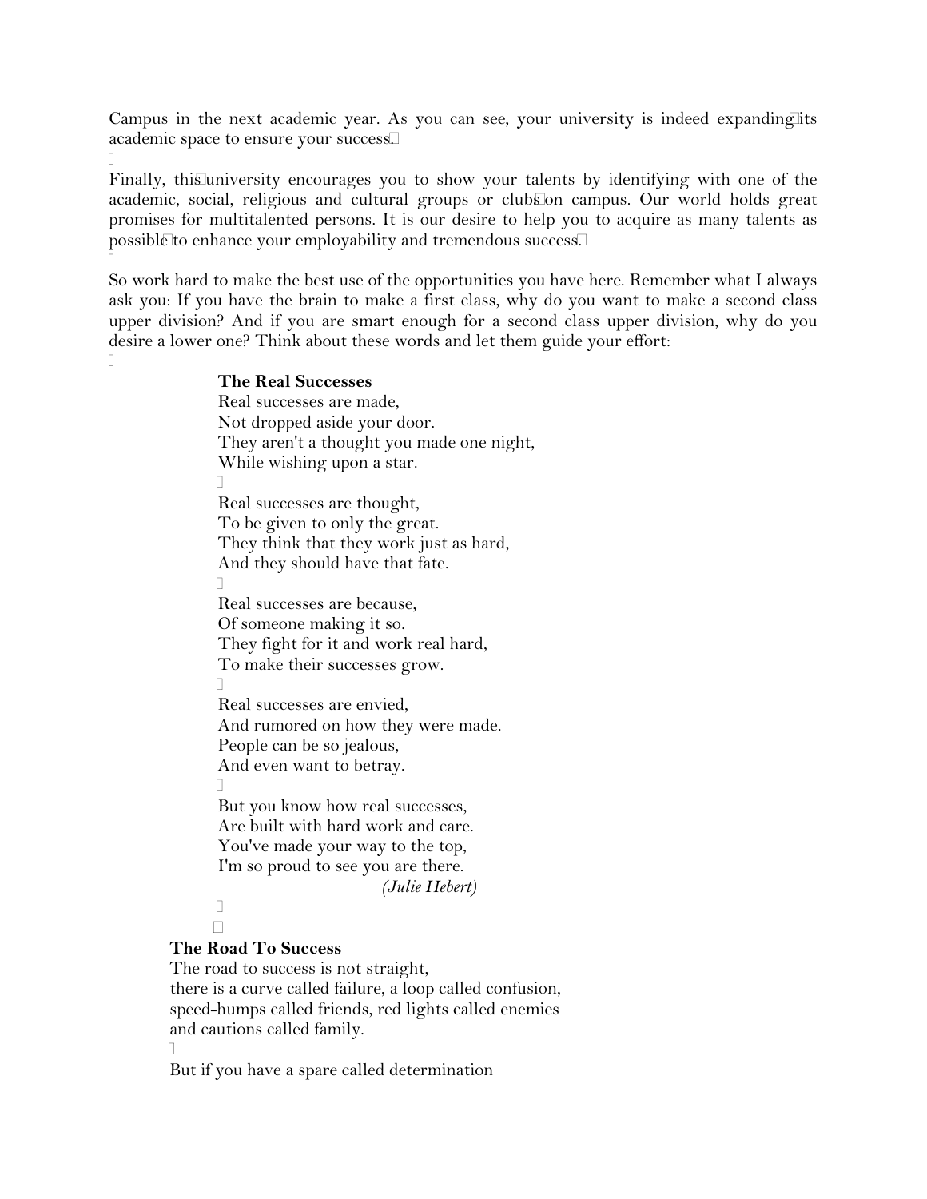Campus in the next academic year. As you can see, your university is indeed expanding its academic space to ensure your success.

Finally, this university encourages you to show your talents by identifying with one of the academic, social, religious and cultural groups or clubs on campus. Our world holds great promises for multitalented persons. It is our desire to help you to acquire as many talents as possible to enhance your employability and tremendous success.

So work hard to make the best use of the opportunities you have here. Remember what I always ask you: If you have the brain to make a first class, why do you want to make a second class upper division? And if you are smart enough for a second class upper division, why do you desire a lower one? Think about these words and let them guide your effort:

**The Real Successes**

Real successes are made,  
Not dropped aside your door.  
They aren't a thought you made one night,  
While wishing upon a star.

Real successes are thought,  
To be given to only the great.  
They think that they work just as hard,  
And they should have that fate.

Real successes are because,  
Of someone making it so.  
They fight for it and work real hard,  
To make their successes grow.

Real successes are envied,  
And rumored on how they were made.  
People can be so jealous,  
And even want to betray.

But you know how real successes,  
Are built with hard work and care.  
You've made your way to the top,  
I'm so proud to see you are there.

*(Julie Hebert)*

**The Road To Success**

The road to success is not straight,  
there is a curve called failure, a loop called confusion,  
speed-humps called friends, red lights called enemies  
and cautions called family.

But if you have a spare called determination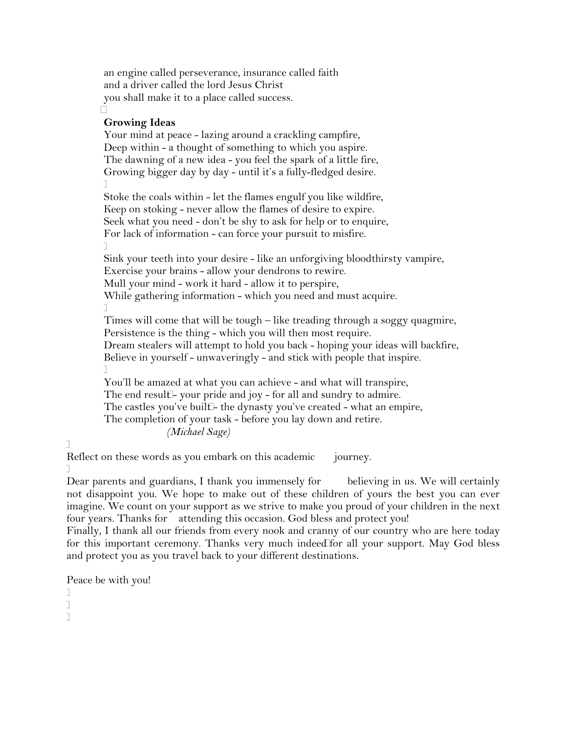an engine called perseverance, insurance called faith
and a driver called the lord Jesus Christ
you shall make it to a place called success.

**Growing Ideas**

Your mind at peace - lazing around a crackling campfire,
Deep within - a thought of something to which you aspire.
The dawning of a new idea - you feel the spark of a little fire,
Growing bigger day by day - until it's a fully-fledged desire.

Stoke the coals within - let the flames engulf you like wildfire,
Keep on stoking - never allow the flames of desire to expire.
Seek what you need - don't be shy to ask for help or to enquire,
For lack of information - can force your pursuit to misfire.

Sink your teeth into your desire - like an unforgiving bloodthirsty vampire,
Exercise your brains - allow your dendrons to rewire.
Mull your mind - work it hard - allow it to perspire,
While gathering information - which you need and must acquire.

Times will come that will be tough – like treading through a soggy quagmire,
Persistence is the thing - which you will then most require.
Dream stealers will attempt to hold you back - hoping your ideas will backfire,
Believe in yourself - unwaveringly - and stick with people that inspire.

You'll be amazed at what you can achieve - and what will transpire,
The end result - your pride and joy - for all and sundry to admire.
The castles you've built - the dynasty you've created - what an empire,
The completion of your task - before you lay down and retire.

*(Michael Sage)*

Reflect on these words as you embark on this academic journey.

Dear parents and guardians, I thank you immensely for believing in us. We will certainly not disappoint you. We hope to make out of these children of yours the best you can ever imagine. We count on your support as we strive to make you proud of your children in the next four years. Thanks for attending this occasion. God bless and protect you!

Finally, I thank all our friends from every nook and cranny of our country who are here today for this important ceremony. Thanks very much indeed for all your support. May God bless and protect you as you travel back to your different destinations.

Peace be with you!